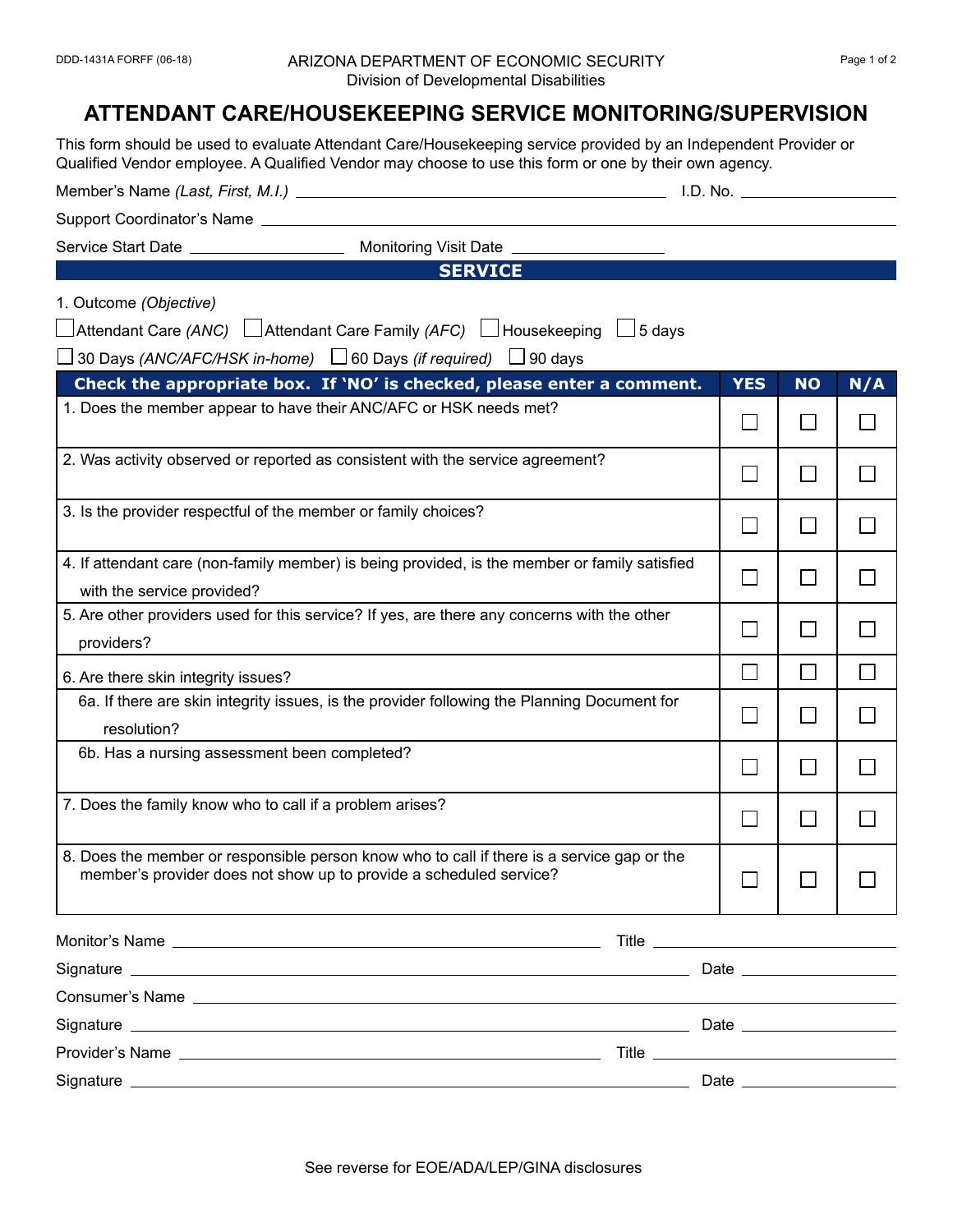DDD-1431A FORFF (06-18)

ARIZONA DEPARTMENT OF ECONOMIC SECURITY
Division of Developmental Disabilities

# ATTENDANT CARE/HOUSEKEEPING SERVICE MONITORING/SUPERVISION

This form should be used to evaluate Attendant Care/Housekeeping service provided by an Independent Provider or Qualified Vendor employee. A Qualified Vendor may choose to use this form or one by their own agency.

Member's Name *(Last, First, M.I.)* ______________________ I.D. No. ____________

Support Coordinator's Name ______________________

Service Start Date ____________ Monitoring Visit Date ____________

## SERVICE

1. Outcome *(Objective)*

☐ Attendant Care *(ANC)* ☐ Attendant Care Family *(AFC)* ☐ Housekeeping ☐ 5 days

☐ 30 Days *(ANC/AFC/HSK in-home)* ☐ 60 Days *(if required)* ☐ 90 days

| Check the appropriate box. If 'NO' is checked, please enter a comment. | YES | NO | N/A |
|---|---|---|---|
| 1. Does the member appear to have their ANC/AFC or HSK needs met? | ☐ | ☐ | ☐ |
| 2. Was activity observed or reported as consistent with the service agreement? | ☐ | ☐ | ☐ |
| 3. Is the provider respectful of the member or family choices? | ☐ | ☐ | ☐ |
| 4. If attendant care (non-family member) is being provided, is the member or family satisfied with the service provided? | ☐ | ☐ | ☐ |
| 5. Are other providers used for this service? If yes, are there any concerns with the other providers? | ☐ | ☐ | ☐ |
| 6. Are there skin integrity issues? | ☐ | ☐ | ☐ |
| 6a. If there are skin integrity issues, is the provider following the Planning Document for resolution? | ☐ | ☐ | ☐ |
| 6b. Has a nursing assessment been completed? | ☐ | ☐ | ☐ |
| 7. Does the family know who to call if a problem arises? | ☐ | ☐ | ☐ |
| 8. Does the member or responsible person know who to call if there is a service gap or the member's provider does not show up to provide a scheduled service? | ☐ | ☐ | ☐ |

Monitor's Name ______________________ Title ____________

Signature ______________________ Date ____________

Consumer's Name ______________________

Signature ______________________ Date ____________

Provider's Name ______________________ Title ____________

Signature ______________________ Date ____________

See reverse for EOE/ADA/LEP/GINA disclosures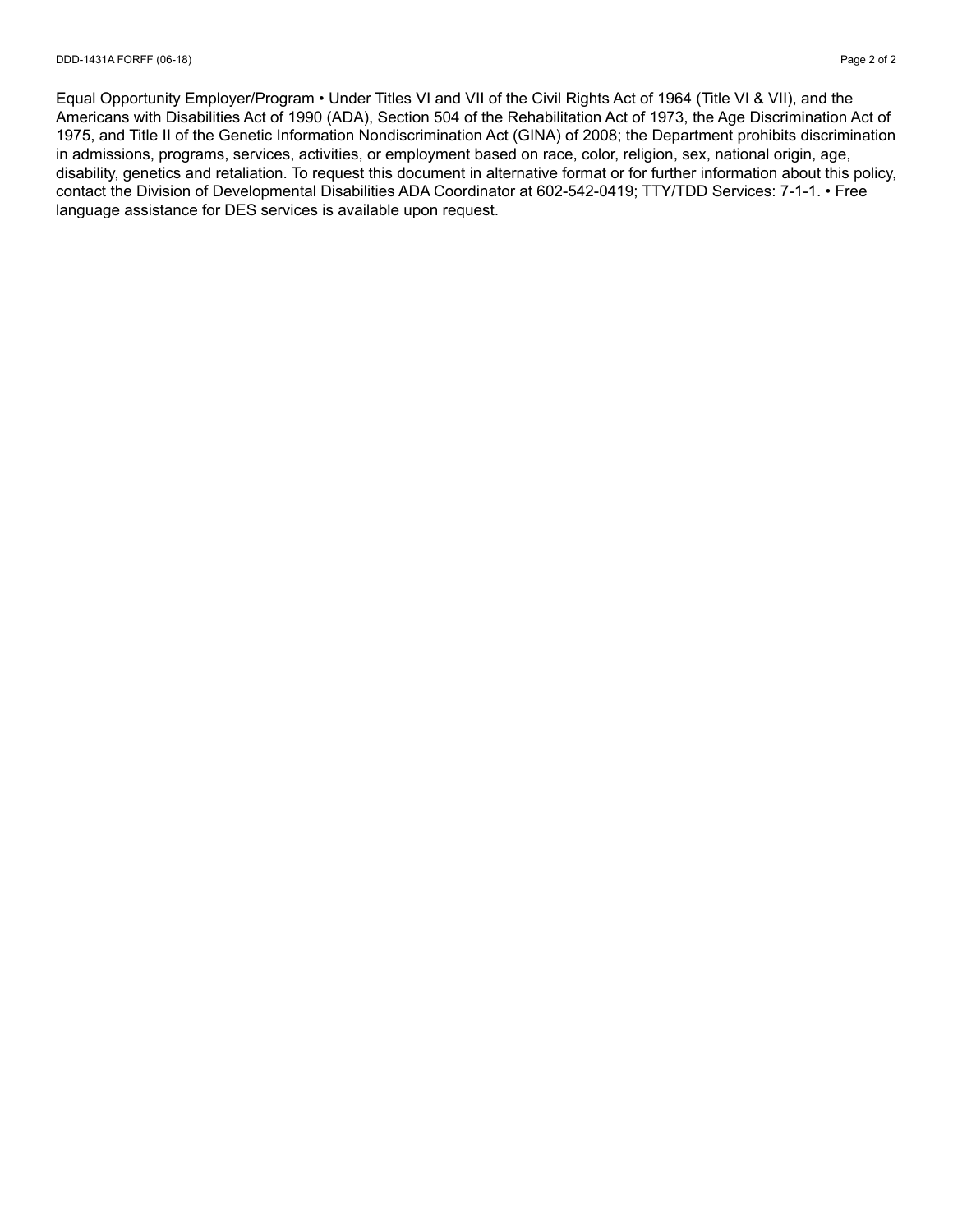Equal Opportunity Employer/Program • Under Titles VI and VII of the Civil Rights Act of 1964 (Title VI & VII), and the Americans with Disabilities Act of 1990 (ADA), Section 504 of the Rehabilitation Act of 1973, the Age Discrimination Act of 1975, and Title II of the Genetic Information Nondiscrimination Act (GINA) of 2008; the Department prohibits discrimination in admissions, programs, services, activities, or employment based on race, color, religion, sex, national origin, age, disability, genetics and retaliation. To request this document in alternative format or for further information about this policy, contact the Division of Developmental Disabilities ADA Coordinator at 602-542-0419; TTY/TDD Services: 7-1-1. • Free language assistance for DES services is available upon request.